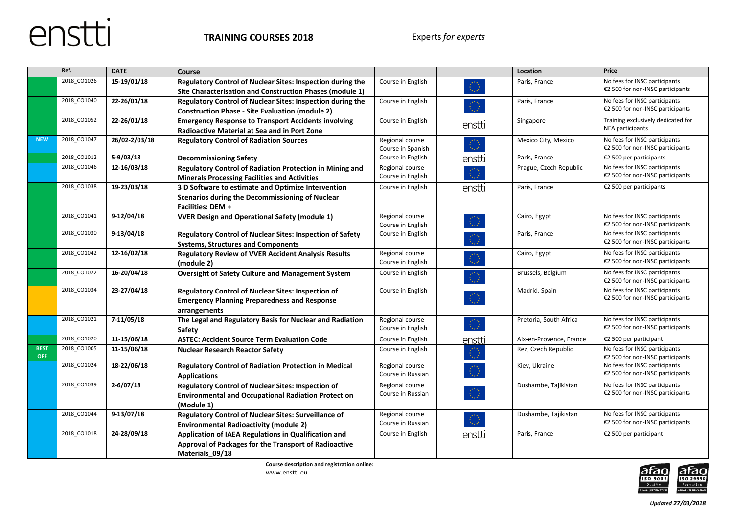enstti

**TRAINING COURSES 2018**

Experts *for experts*

| | Ref. | DATE | Course | | | Location | Price |
|---|---|---|---|---|---|---|---|
| | 2018_CO1026 | 15-19/01/18 | **Regulatory Control of Nuclear Sites: Inspection during the Site Characterisation and Construction Phases (module 1)** | Course in English | | Paris, France | No fees for INSC participants €2 500 for non-INSC participants |
| | 2018_CO1040 | 22-26/01/18 | **Regulatory Control of Nuclear Sites: Inspection during the Construction Phase - Site Evaluation (module 2)** | Course in English | | Paris, France | No fees for INSC participants €2 500 for non-INSC participants |
| | 2018_CO1052 | 22-26/01/18 | **Emergency Response to Transport Accidents involving Radioactive Material at Sea and in Port Zone** | Course in English | enstti | Singapore | Training exclusively dedicated for NEA participants |
| NEW | 2018_CO1047 | 26/02-2/03/18 | **Regulatory Control of Radiation Sources** | Regional course Course in Spanish | | Mexico City, Mexico | No fees for INSC participants €2 500 for non-INSC participants |
| | 2018_CO1012 | 5-9/03/18 | **Decommissioning Safety** | Course in English | enstti | Paris, France | €2 500 per participants |
| | 2018_CO1046 | 12-16/03/18 | **Regulatory Control of Radiation Protection in Mining and Minerals Processing Facilities and Activities** | Regional course Course in English | | Prague, Czech Republic | No fees for INSC participants €2 500 for non-INSC participants |
| | 2018_CO1038 | 19-23/03/18 | **3 D Software to estimate and Optimize Intervention Scenarios during the Decommissioning of Nuclear Facilities: DEM +** | Course in English | enstti | Paris, France | €2 500 per participants |
| | 2018_CO1041 | 9-12/04/18 | **VVER Design and Operational Safety (module 1)** | Regional course Course in English | | Cairo, Egypt | No fees for INSC participants €2 500 for non-INSC participants |
| | 2018_CO1030 | 9-13/04/18 | **Regulatory Control of Nuclear Sites: Inspection of Safety Systems, Structures and Components** | Course in English | | Paris, France | No fees for INSC participants €2 500 for non-INSC participants |
| | 2018_CO1042 | 12-16/02/18 | **Regulatory Review of VVER Accident Analysis Results (module 2)** | Regional course Course in English | | Cairo, Egypt | No fees for INSC participants €2 500 for non-INSC participants |
| | 2018_CO1022 | 16-20/04/18 | **Oversight of Safety Culture and Management System** | Course in English | | Brussels, Belgium | No fees for INSC participants €2 500 for non-INSC participants |
| | 2018_CO1034 | 23-27/04/18 | **Regulatory Control of Nuclear Sites: Inspection of Emergency Planning Preparedness and Response arrangements** | Course in English | | Madrid, Spain | No fees for INSC participants €2 500 for non-INSC participants |
| | 2018_CO1021 | 7-11/05/18 | **The Legal and Regulatory Basis for Nuclear and Radiation Safety** | Regional course Course in English | | Pretoria, South Africa | No fees for INSC participants €2 500 for non-INSC participants |
| | 2018_CO1020 | 11-15/06/18 | **ASTEC: Accident Source Term Evaluation Code** | Course in English | enstti | Aix-en-Provence, France | €2 500 per participant |
| BEST OFF | 2018_CO1005 | 11-15/06/18 | **Nuclear Research Reactor Safety** | Course in English | | Rez, Czech Republic | No fees for INSC participants €2 500 for non-INSC participants |
| | 2018_CO1024 | 18-22/06/18 | **Regulatory Control of Radiation Protection in Medical Applications** | Regional course Course in Russian | | Kiev, Ukraine | No fees for INSC participants €2 500 for non-INSC participants |
| | 2018_CO1039 | 2-6/07/18 | **Regulatory Control of Nuclear Sites: Inspection of Environmental and Occupational Radiation Protection (Module 1)** | Regional course Course in Russian | | Dushambe, Tajikistan | No fees for INSC participants €2 500 for non-INSC participants |
| | 2018_CO1044 | 9-13/07/18 | **Regulatory Control of Nuclear Sites: Surveillance of Environmental Radioactivity (module 2)** | Regional course Course in Russian | | Dushambe, Tajikistan | No fees for INSC participants €2 500 for non-INSC participants |
| | 2018_CO1018 | 24-28/09/18 | **Application of IAEA Regulations in Qualification and Approval of Packages for the Transport of Radioactive Materials_09/18** | Course in English | enstti | Paris, France | €2 500 per participant |

**Course description and registration online:**
www.enstti.eu

*Updated 27/03/2018*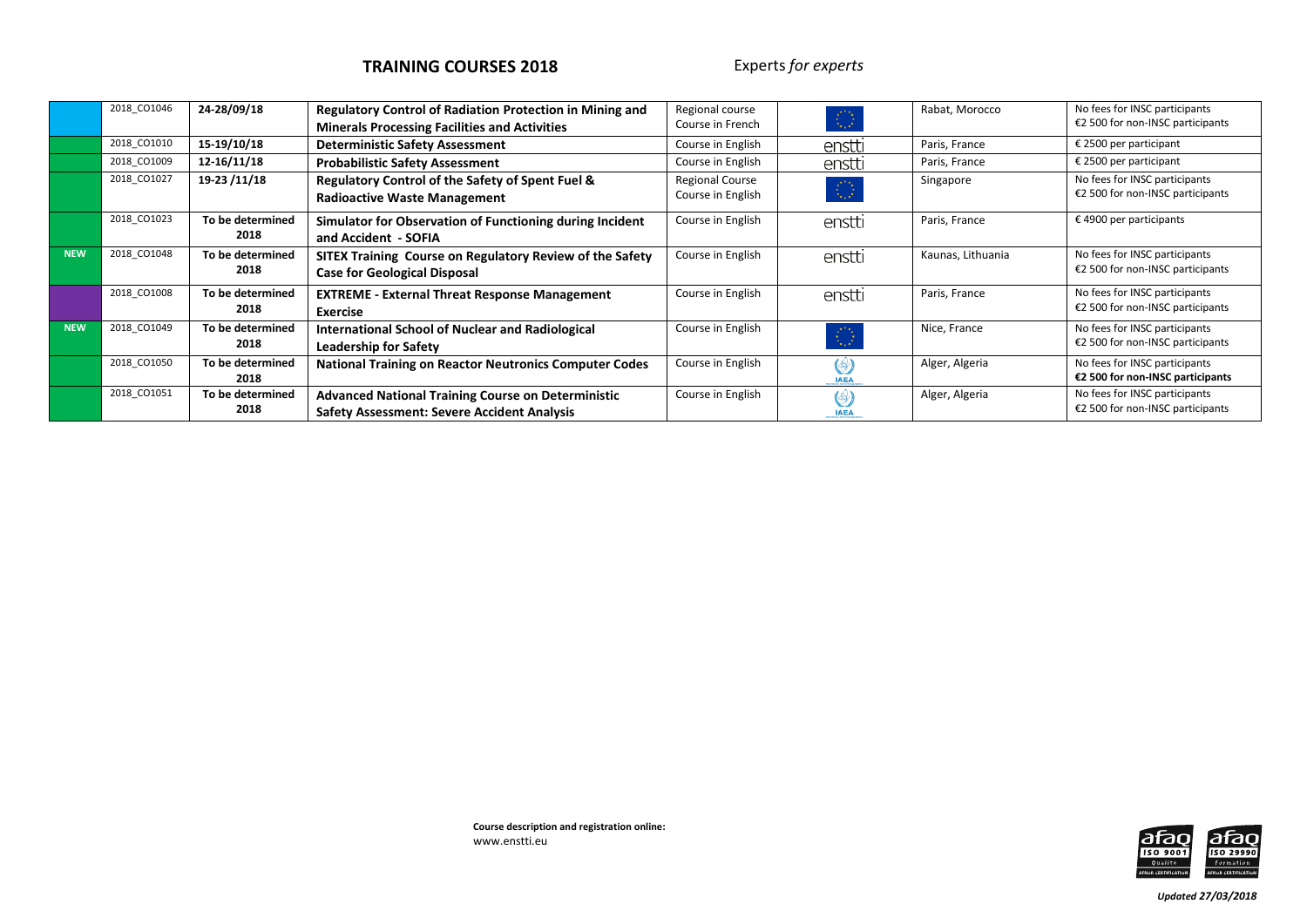## TRAINING COURSES 2018

Experts *for experts*

| | | | | | | | |
|---|---|---|---|---|---|---|---|
| | 2018_CO1046 | **24-28/09/18** | **Regulatory Control of Radiation Protection in Mining and Minerals Processing Facilities and Activities** | Regional course Course in French | | Rabat, Morocco | No fees for INSC participants €2 500 for non-INSC participants |
| | 2018_CO1010 | **15-19/10/18** | **Deterministic Safety Assessment** | Course in English | enstti | Paris, France | € 2500 per participant |
| | 2018_CO1009 | **12-16/11/18** | **Probabilistic Safety Assessment** | Course in English | enstti | Paris, France | € 2500 per participant |
| | 2018_CO1027 | **19-23 /11/18** | **Regulatory Control of the Safety of Spent Fuel & Radioactive Waste Management** | Regional Course Course in English | | Singapore | No fees for INSC participants €2 500 for non-INSC participants |
| | 2018_CO1023 | **To be determined 2018** | **Simulator for Observation of Functioning during Incident and Accident - SOFIA** | Course in English | enstti | Paris, France | € 4900 per participants |
| **NEW** | 2018_CO1048 | **To be determined 2018** | **SITEX Training Course on Regulatory Review of the Safety Case for Geological Disposal** | Course in English | enstti | Kaunas, Lithuania | No fees for INSC participants €2 500 for non-INSC participants |
| | 2018_CO1008 | **To be determined 2018** | **EXTREME - External Threat Response Management Exercise** | Course in English | enstti | Paris, France | No fees for INSC participants €2 500 for non-INSC participants |
| **NEW** | 2018_CO1049 | **To be determined 2018** | **International School of Nuclear and Radiological Leadership for Safety** | Course in English | | Nice, France | No fees for INSC participants €2 500 for non-INSC participants |
| | 2018_CO1050 | **To be determined 2018** | **National Training on Reactor Neutronics Computer Codes** | Course in English | IAEA | Alger, Algeria | No fees for INSC participants **€2 500 for non-INSC participants** |
| | 2018_CO1051 | **To be determined 2018** | **Advanced National Training Course on Deterministic Safety Assessment: Severe Accident Analysis** | Course in English | IAEA | Alger, Algeria | No fees for INSC participants €2 500 for non-INSC participants |

**Course description and registration online:**
www.enstti.eu

afaq ISO 9001 Qualité AFNOR CERTIFICATION
afaq ISO 29990 Formation AFNOR CERTIFICATION

***Updated 27/03/2018***